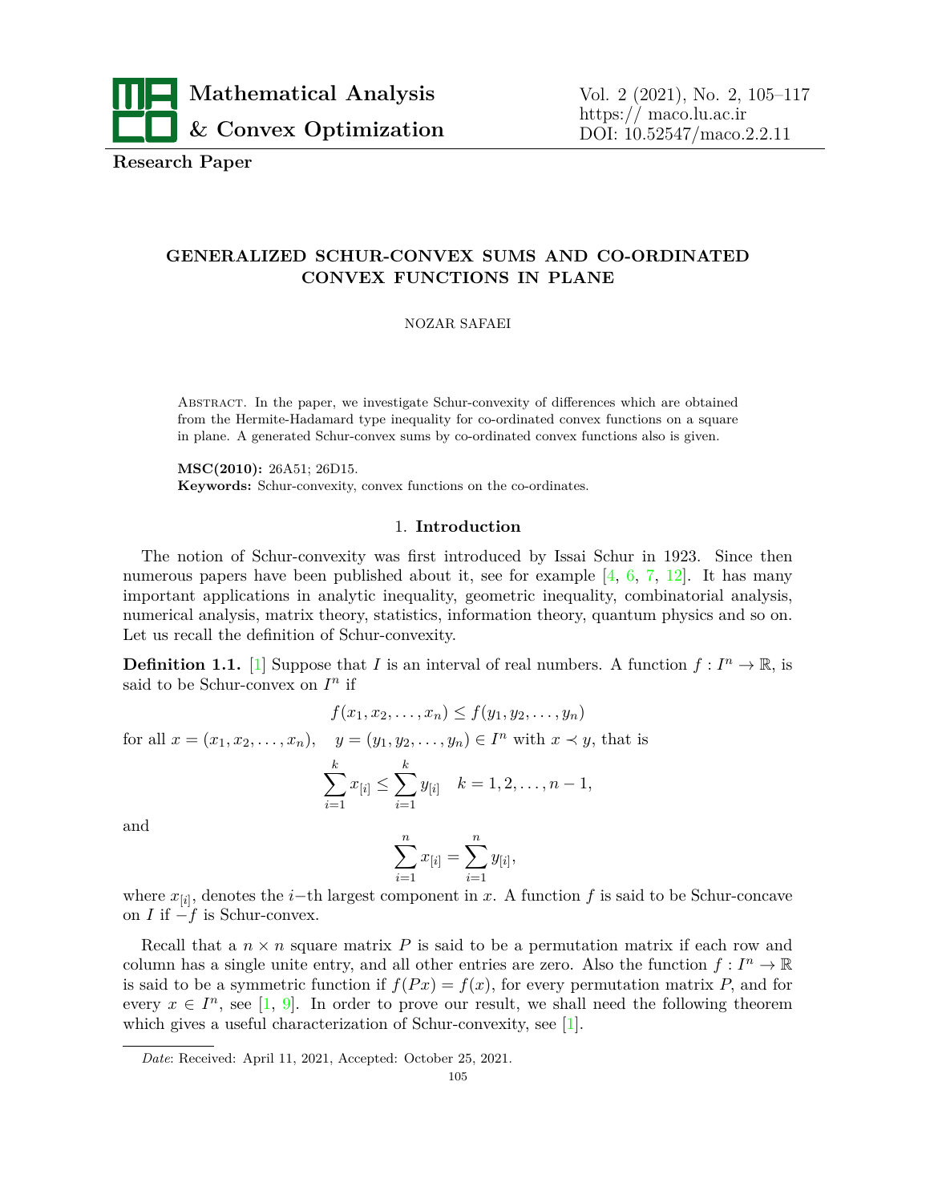**Research Paper**

# GENERALIZED SCHUR-CONVEX SUMS AND CO-ORDINATED CONVEX FUNCTIONS IN PLANE

NOZAR SAFAEI

Abstract. In the paper, we investigate Schur-convexity of differences which are obtained from the Hermite-Hadamard type inequality for co-ordinated convex functions on a square in plane. A generated Schur-convex sums by co-ordinated convex functions also is given.

**MSC(2010):** 26A51; 26D15.
**Keywords:** Schur-convexity, convex functions on the co-ordinates.

## 1. Introduction

The notion of Schur-convexity was first introduced by Issai Schur in 1923. Since then numerous papers have been published about it, see for example [4, 6, 7, 12]. It has many important applications in analytic inequality, geometric inequality, combinatorial analysis, numerical analysis, matrix theory, statistics, information theory, quantum physics and so on. Let us recall the definition of Schur-convexity.

**Definition 1.1.** [1] Suppose that $I$ is an interval of real numbers. A function $f : I^n \to \mathbb{R}$, is said to be Schur-convex on $I^n$ if

$$f(x_1, x_2, \ldots, x_n) \leq f(y_1, y_2, \ldots, y_n)$$

for all $x = (x_1, x_2, \ldots, x_n), \quad y = (y_1, y_2, \ldots, y_n) \in I^n$ with $x \prec y$, that is

$$\sum_{i=1}^{k} x_{[i]} \leq \sum_{i=1}^{k} y_{[i]} \quad k = 1, 2, \ldots, n-1,$$

and

$$\sum_{i=1}^{n} x_{[i]} = \sum_{i=1}^{n} y_{[i]},$$

where $x_{[i]}$, denotes the $i-$th largest component in $x$. A function $f$ is said to be Schur-concave on $I$ if $-f$ is Schur-convex.

Recall that a $n \times n$ square matrix $P$ is said to be a permutation matrix if each row and column has a single unite entry, and all other entries are zero. Also the function $f : I^n \to \mathbb{R}$ is said to be a symmetric function if $f(Px) = f(x)$, for every permutation matrix $P$, and for every $x \in I^n$, see [1, 9]. In order to prove our result, we shall need the following theorem which gives a useful characterization of Schur-convexity, see [1].

*Date*: Received: April 11, 2021, Accepted: October 25, 2021.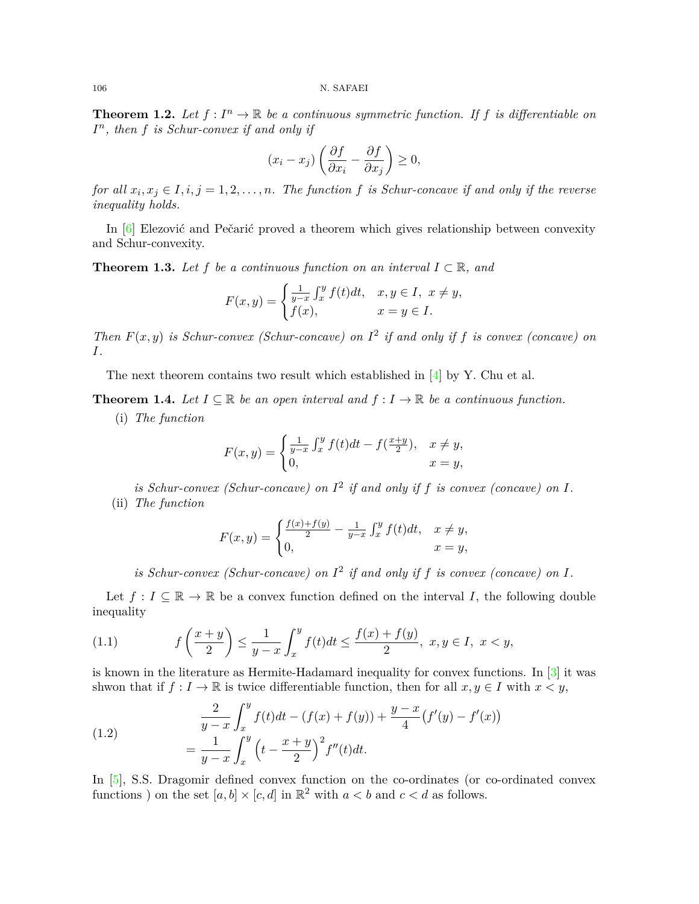**Theorem 1.2.** *Let $f : I^n \to \mathbb{R}$ be a continuous symmetric function. If $f$ is differentiable on $I^n$, then $f$ is Schur-convex if and only if*

$$(x_i - x_j)\left(\frac{\partial f}{\partial x_i} - \frac{\partial f}{\partial x_j}\right) \geq 0,$$

*for all $x_i, x_j \in I, i, j = 1, 2, \ldots, n$. The function $f$ is Schur-concave if and only if the reverse inequality holds.*

In [6] Elezović and Pečarić proved a theorem which gives relationship between convexity and Schur-convexity.

**Theorem 1.3.** *Let $f$ be a continuous function on an interval $I \subset \mathbb{R}$, and*

$$F(x,y) = \begin{cases} \frac{1}{y-x}\int_x^y f(t)dt, & x, y \in I,\ x \neq y, \\ f(x), & x = y \in I. \end{cases}$$

*Then $F(x, y)$ is Schur-convex (Schur-concave) on $I^2$ if and only if $f$ is convex (concave) on $I$.*

The next theorem contains two result which established in [4] by Y. Chu et al.

**Theorem 1.4.** *Let $I \subseteq \mathbb{R}$ be an open interval and $f : I \to \mathbb{R}$ be a continuous function.*

(i) *The function*

$$F(x,y) = \begin{cases} \frac{1}{y-x}\int_x^y f(t)dt - f(\frac{x+y}{2}), & x \neq y, \\ 0, & x = y, \end{cases}$$

*is Schur-convex (Schur-concave) on $I^2$ if and only if $f$ is convex (concave) on $I$.*

(ii) *The function*

$$F(x,y) = \begin{cases} \frac{f(x)+f(y)}{2} - \frac{1}{y-x}\int_x^y f(t)dt, & x \neq y, \\ 0, & x = y, \end{cases}$$

*is Schur-convex (Schur-concave) on $I^2$ if and only if $f$ is convex (concave) on $I$.*

Let $f : I \subseteq \mathbb{R} \to \mathbb{R}$ be a convex function defined on the interval $I$, the following double inequality

$$f\left(\frac{x+y}{2}\right) \leq \frac{1}{y-x}\int_x^y f(t)dt \leq \frac{f(x)+f(y)}{2},\ x, y \in I,\ x < y, \tag{1.1}$$

is known in the literature as Hermite-Hadamard inequality for convex functions. In [3] it was shwon that if $f : I \to \mathbb{R}$ is twice differentiable function, then for all $x, y \in I$ with $x < y$,

$$\begin{aligned} &\frac{2}{y-x}\int_x^y f(t)dt - (f(x)+f(y)) + \frac{y-x}{4}\big(f'(y) - f'(x)\big) \\ &= \frac{1}{y-x}\int_x^y \left(t - \frac{x+y}{2}\right)^2 f''(t)dt. \end{aligned} \tag{1.2}$$

In [5], S.S. Dragomir defined convex function on the co-ordinates (or co-ordinated convex functions ) on the set $[a, b] \times [c, d]$ in $\mathbb{R}^2$ with $a < b$ and $c < d$ as follows.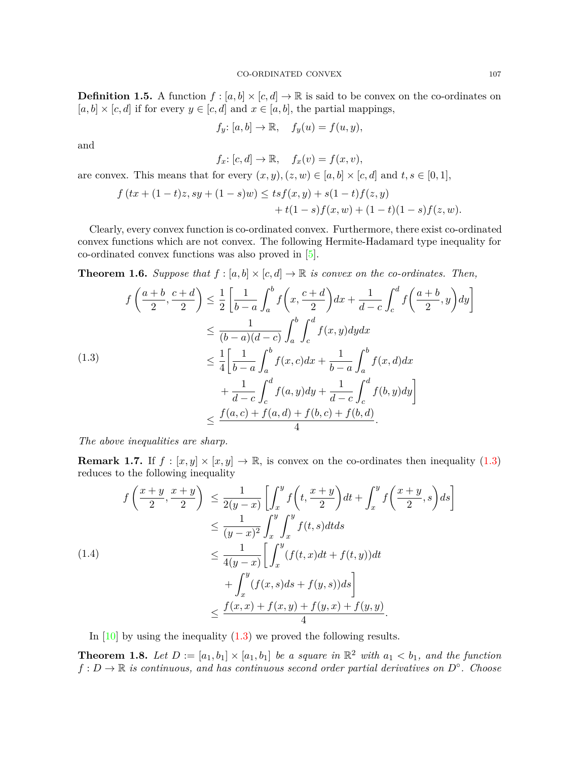**Definition 1.5.** A function $f : [a, b] \times [c, d] \to \mathbb{R}$ is said to be convex on the co-ordinates on $[a, b] \times [c, d]$ if for every $y \in [c, d]$ and $x \in [a, b]$, the partial mappings,

$$f_y \colon [a, b] \to \mathbb{R}, \quad f_y(u) = f(u, y),$$

and

$$f_x \colon [c, d] \to \mathbb{R}, \quad f_x(v) = f(x, v),$$

are convex. This means that for every $(x, y), (z, w) \in [a, b] \times [c, d]$ and $t, s \in [0, 1]$,

$$\begin{aligned} f\left(tx + (1-t)z, sy + (1-s)w\right) \le\ & tsf(x, y) + s(1-t)f(z, y) \\ & + t(1-s)f(x, w) + (1-t)(1-s)f(z, w). \end{aligned}$$

Clearly, every convex function is co-ordinated convex. Furthermore, there exist co-ordinated convex functions which are not convex. The following Hermite-Hadamard type inequality for co-ordinated convex functions was also proved in [5].

**Theorem 1.6.** *Suppose that $f : [a, b] \times [c, d] \to \mathbb{R}$ is convex on the co-ordinates. Then,*

$$\begin{aligned} f\left(\frac{a+b}{2}, \frac{c+d}{2}\right) &\le \frac{1}{2}\left[\frac{1}{b-a}\int_a^b f\left(x, \frac{c+d}{2}\right)dx + \frac{1}{d-c}\int_c^d f\left(\frac{a+b}{2}, y\right)dy\right] \\ &\le \frac{1}{(b-a)(d-c)}\int_a^b\int_c^d f(x, y)dydx \\ &\le \frac{1}{4}\bigg[\frac{1}{b-a}\int_a^b f(x, c)dx + \frac{1}{b-a}\int_a^b f(x, d)dx \\ &\qquad + \frac{1}{d-c}\int_c^d f(a, y)dy + \frac{1}{d-c}\int_c^d f(b, y)dy\bigg] \\ &\le \frac{f(a, c) + f(a, d) + f(b, c) + f(b, d)}{4}. \end{aligned} \tag{1.3}$$

*The above inequalities are sharp.*

**Remark 1.7.** If $f : [x, y] \times [x, y] \to \mathbb{R}$, is convex on the co-ordinates then inequality (1.3) reduces to the following inequality

$$\begin{aligned} f\left(\frac{x+y}{2}, \frac{x+y}{2}\right) &\le \frac{1}{2(y-x)}\left[\int_x^y f\left(t, \frac{x+y}{2}\right)dt + \int_x^y f\left(\frac{x+y}{2}, s\right)ds\right] \\ &\le \frac{1}{(y-x)^2}\int_x^y\int_x^y f(t, s)dtds \\ &\le \frac{1}{4(y-x)}\bigg[\int_x^y (f(t, x)dt + f(t, y))dt \\ &\qquad + \int_x^y (f(x, s)ds + f(y, s))ds\bigg] \\ &\le \frac{f(x, x) + f(x, y) + f(y, x) + f(y, y)}{4}. \end{aligned} \tag{1.4}$$

In [10] by using the inequality (1.3) we proved the following results.

**Theorem 1.8.** *Let $D := [a_1, b_1] \times [a_1, b_1]$ be a square in $\mathbb{R}^2$ with $a_1 < b_1$, and the function $f : D \to \mathbb{R}$ is continuous, and has continuous second order partial derivatives on $D^\circ$. Choose*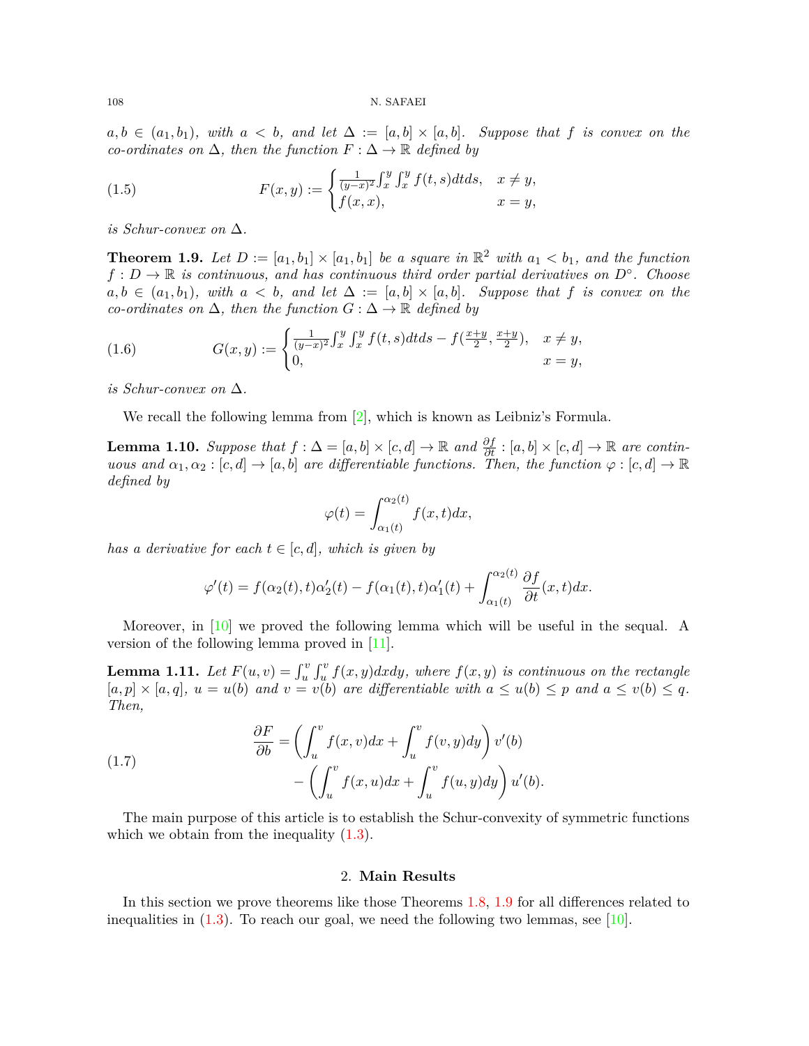*$a,b \in (a_1,b_1)$, with $a<b$, and let $\Delta := [a,b]\times[a,b]$. Suppose that $f$ is convex on the co-ordinates on $\Delta$, then the function $F:\Delta\to\mathbb{R}$ defined by*

$$F(x,y) := \begin{cases} \frac{1}{(y-x)^2}\int_x^y\int_x^y f(t,s)dtds, & x\neq y, \\ f(x,x), & x=y, \end{cases} \tag{1.5}$$

*is Schur-convex on $\Delta$.*

**Theorem 1.9.** *Let $D:=[a_1,b_1]\times[a_1,b_1]$ be a square in $\mathbb{R}^2$ with $a_1<b_1$, and the function $f:D\to\mathbb{R}$ is continuous, and has continuous third order partial derivatives on $D^\circ$. Choose $a,b\in(a_1,b_1)$, with $a<b$, and let $\Delta := [a,b]\times[a,b]$. Suppose that $f$ is convex on the co-ordinates on $\Delta$, then the function $G:\Delta\to\mathbb{R}$ defined by*

$$G(x,y) := \begin{cases} \frac{1}{(y-x)^2}\int_x^y\int_x^y f(t,s)dtds - f(\frac{x+y}{2},\frac{x+y}{2}), & x\neq y, \\ 0, & x=y, \end{cases} \tag{1.6}$$

*is Schur-convex on $\Delta$.*

We recall the following lemma from [2], which is known as Leibniz's Formula.

**Lemma 1.10.** *Suppose that $f:\Delta=[a,b]\times[c,d]\to\mathbb{R}$ and $\frac{\partial f}{\partial t}:[a,b]\times[c,d]\to\mathbb{R}$ are continuous and $\alpha_1,\alpha_2:[c,d]\to[a,b]$ are differentiable functions. Then, the function $\varphi:[c,d]\to\mathbb{R}$ defined by*

$$\varphi(t)=\int_{\alpha_1(t)}^{\alpha_2(t)} f(x,t)dx,$$

*has a derivative for each $t\in[c,d]$, which is given by*

$$\varphi'(t) = f(\alpha_2(t),t)\alpha_2'(t) - f(\alpha_1(t),t)\alpha_1'(t) + \int_{\alpha_1(t)}^{\alpha_2(t)}\frac{\partial f}{\partial t}(x,t)dx.$$

Moreover, in [10] we proved the following lemma which will be useful in the sequal. A version of the following lemma proved in [11].

**Lemma 1.11.** *Let $F(u,v)=\int_u^v\int_u^v f(x,y)dxdy$, where $f(x,y)$ is continuous on the rectangle $[a,p]\times[a,q]$, $u=u(b)$ and $v=v(b)$ are differentiable with $a\le u(b)\le p$ and $a\le v(b)\le q$. Then,*

$$\begin{aligned}\frac{\partial F}{\partial b} &= \left(\int_u^v f(x,v)dx + \int_u^v f(v,y)dy\right)v'(b) \\ &\quad - \left(\int_u^v f(x,u)dx + \int_u^v f(u,y)dy\right)u'(b).\end{aligned} \tag{1.7}$$

The main purpose of this article is to establish the Schur-convexity of symmetric functions which we obtain from the inequality (1.3).

## 2. Main Results

In this section we prove theorems like those Theorems 1.8, 1.9 for all differences related to inequalities in (1.3). To reach our goal, we need the following two lemmas, see [10].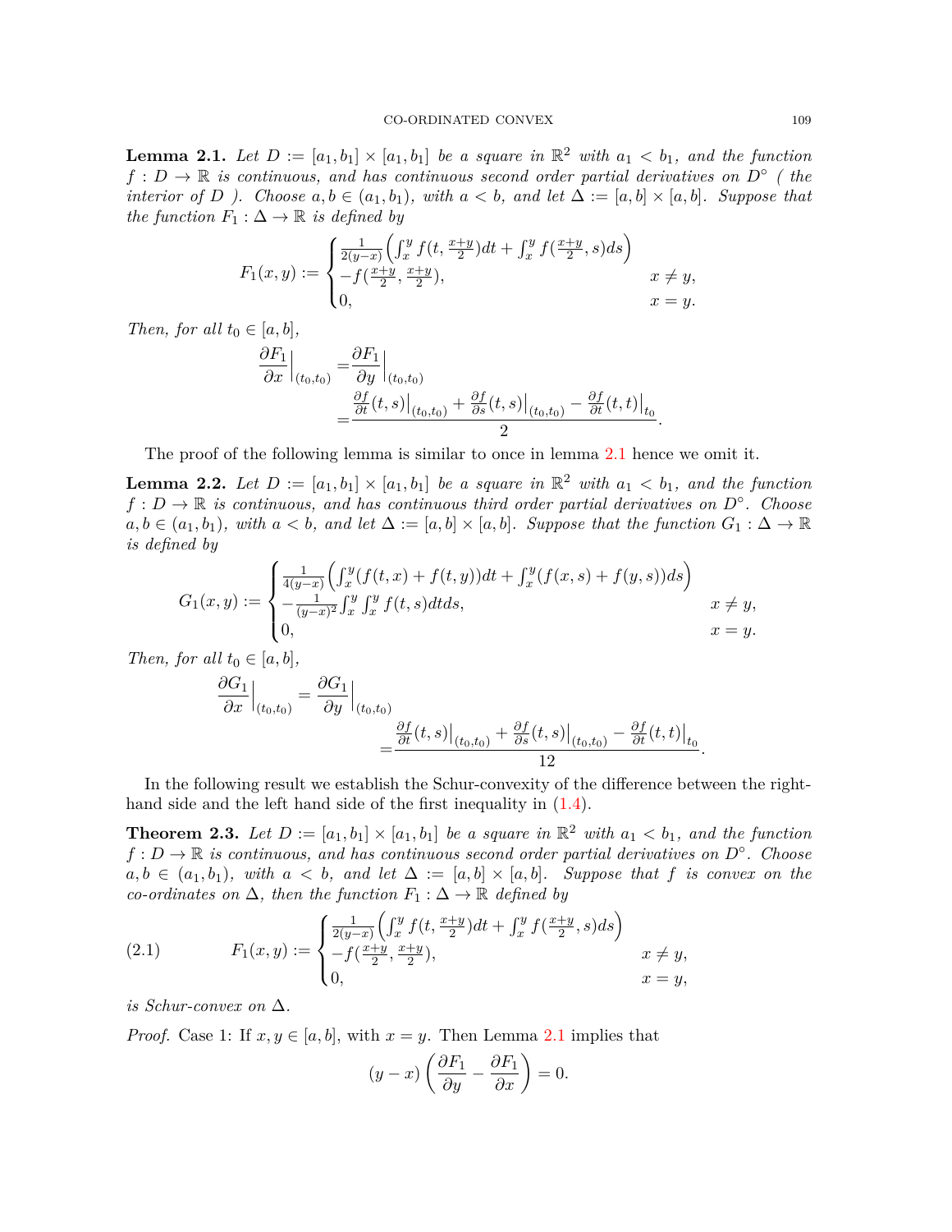**Lemma 2.1.** *Let $D := [a_1, b_1] \times [a_1, b_1]$ be a square in $\mathbb{R}^2$ with $a_1 < b_1$, and the function $f : D \to \mathbb{R}$ is continuous, and has continuous second order partial derivatives on $D^\circ$ ( the interior of $D$ ). Choose $a, b \in (a_1, b_1)$, with $a < b$, and let $\Delta := [a, b] \times [a, b]$. Suppose that the function $F_1 : \Delta \to \mathbb{R}$ is defined by*

$$F_1(x,y) := \begin{cases} \frac{1}{2(y-x)}\Big(\int_x^y f(t, \frac{x+y}{2})dt + \int_x^y f(\frac{x+y}{2}, s)ds\Big) \\ -f(\frac{x+y}{2}, \frac{x+y}{2}), & x \neq y, \\ 0, & x = y. \end{cases}$$

*Then, for all $t_0 \in [a, b]$,*

$$\frac{\partial F_1}{\partial x}\Big|_{(t_0,t_0)} = \frac{\partial F_1}{\partial y}\Big|_{(t_0,t_0)} = \frac{\frac{\partial f}{\partial t}(t,s)\big|_{(t_0,t_0)} + \frac{\partial f}{\partial s}(t,s)\big|_{(t_0,t_0)} - \frac{\partial f}{\partial t}(t,t)\big|_{t_0}}{2}.$$

The proof of the following lemma is similar to once in lemma 2.1 hence we omit it.

**Lemma 2.2.** *Let $D := [a_1, b_1] \times [a_1, b_1]$ be a square in $\mathbb{R}^2$ with $a_1 < b_1$, and the function $f : D \to \mathbb{R}$ is continuous, and has continuous third order partial derivatives on $D^\circ$. Choose $a, b \in (a_1, b_1)$, with $a < b$, and let $\Delta := [a, b] \times [a, b]$. Suppose that the function $G_1 : \Delta \to \mathbb{R}$ is defined by*

$$G_1(x,y) := \begin{cases} \frac{1}{4(y-x)}\Big(\int_x^y (f(t,x) + f(t,y))dt + \int_x^y (f(x,s) + f(y,s))ds\Big) \\ -\frac{1}{(y-x)^2}\int_x^y \int_x^y f(t,s)dtds, & x \neq y, \\ 0, & x = y. \end{cases}$$

*Then, for all $t_0 \in [a, b]$,*

$$\frac{\partial G_1}{\partial x}\Big|_{(t_0,t_0)} = \frac{\partial G_1}{\partial y}\Big|_{(t_0,t_0)} = \frac{\frac{\partial f}{\partial t}(t,s)\big|_{(t_0,t_0)} + \frac{\partial f}{\partial s}(t,s)\big|_{(t_0,t_0)} - \frac{\partial f}{\partial t}(t,t)\big|_{t_0}}{12}.$$

In the following result we establish the Schur-convexity of the difference between the right-hand side and the left hand side of the first inequality in (1.4).

**Theorem 2.3.** *Let $D := [a_1, b_1] \times [a_1, b_1]$ be a square in $\mathbb{R}^2$ with $a_1 < b_1$, and the function $f : D \to \mathbb{R}$ is continuous, and has continuous second order partial derivatives on $D^\circ$. Choose $a, b \in (a_1, b_1)$, with $a < b$, and let $\Delta := [a, b] \times [a, b]$. Suppose that $f$ is convex on the co-ordinates on $\Delta$, then the function $F_1 : \Delta \to \mathbb{R}$ defined by*

$$F_1(x,y) := \begin{cases} \frac{1}{2(y-x)}\Big(\int_x^y f(t, \frac{x+y}{2})dt + \int_x^y f(\frac{x+y}{2}, s)ds\Big) \\ -f(\frac{x+y}{2}, \frac{x+y}{2}), & x \neq y, \\ 0, & x = y, \end{cases} \tag{2.1}$$

*is Schur-convex on $\Delta$.*

*Proof.* Case 1: If $x, y \in [a, b]$, with $x = y$. Then Lemma 2.1 implies that

$$(y - x)\left(\frac{\partial F_1}{\partial y} - \frac{\partial F_1}{\partial x}\right) = 0.$$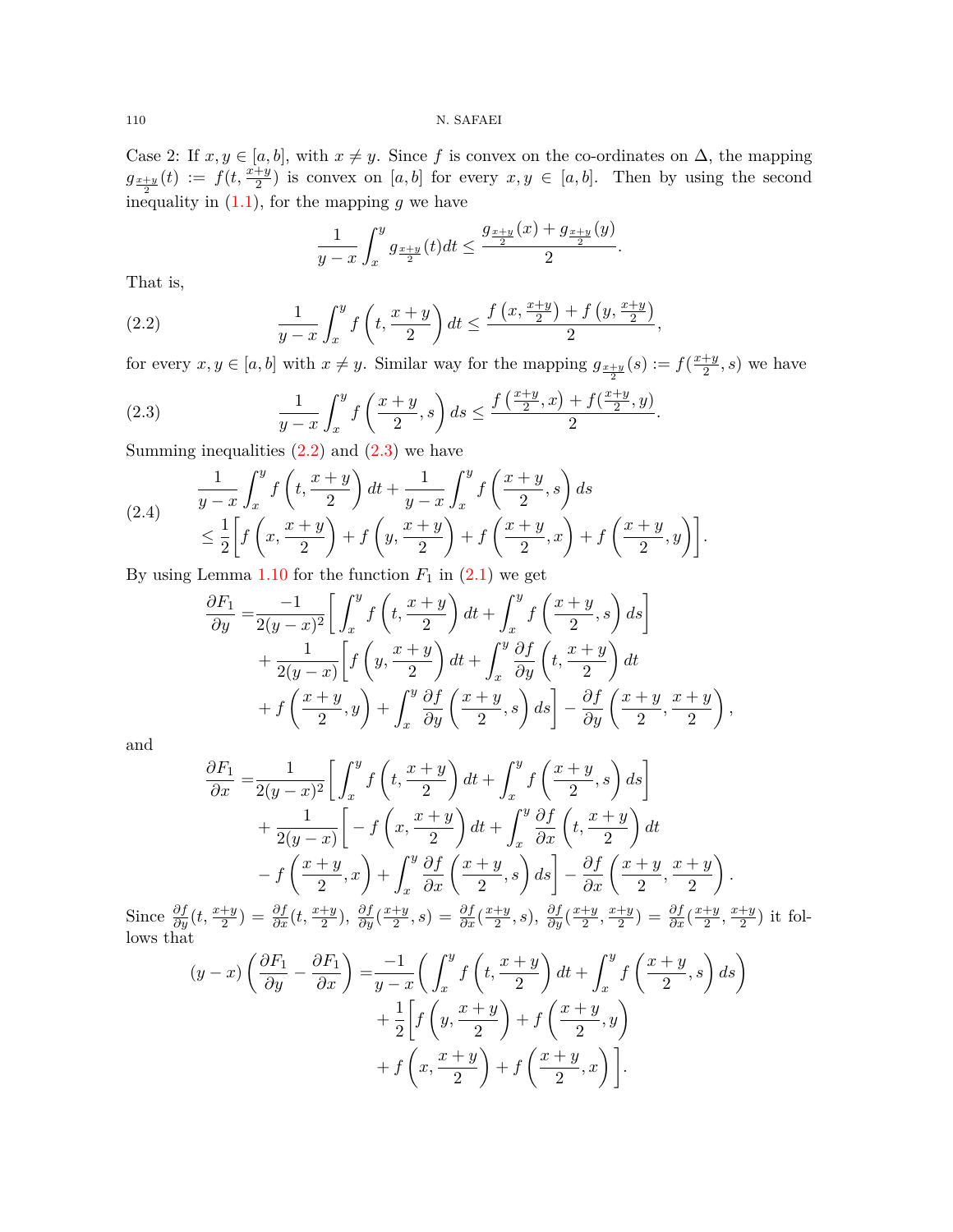Case 2: If $x, y \in [a,b]$, with $x \neq y$. Since $f$ is convex on the co-ordinates on $\Delta$, the mapping $g_{\frac{x+y}{2}}(t) := f(t, \frac{x+y}{2})$ is convex on $[a,b]$ for every $x, y \in [a,b]$. Then by using the second inequality in (1.1), for the mapping $g$ we have

$$\frac{1}{y-x}\int_x^y g_{\frac{x+y}{2}}(t)dt \leq \frac{g_{\frac{x+y}{2}}(x) + g_{\frac{x+y}{2}}(y)}{2}.$$

That is,

$$\frac{1}{y-x}\int_x^y f\left(t, \frac{x+y}{2}\right)dt \leq \frac{f\left(x, \frac{x+y}{2}\right) + f\left(y, \frac{x+y}{2}\right)}{2}, \tag{2.2}$$

for every $x, y \in [a,b]$ with $x \neq y$. Similar way for the mapping $g_{\frac{x+y}{2}}(s) := f(\frac{x+y}{2}, s)$ we have

$$\frac{1}{y-x}\int_x^y f\left(\frac{x+y}{2}, s\right)ds \leq \frac{f\left(\frac{x+y}{2}, x\right) + f(\frac{x+y}{2}, y)}{2}. \tag{2.3}$$

Summing inequalities (2.2) and (2.3) we have

$$\begin{aligned}
&\frac{1}{y-x}\int_x^y f\left(t, \frac{x+y}{2}\right)dt + \frac{1}{y-x}\int_x^y f\left(\frac{x+y}{2}, s\right)ds \\
&\leq \frac{1}{2}\bigg[f\left(x, \frac{x+y}{2}\right) + f\left(y, \frac{x+y}{2}\right) + f\left(\frac{x+y}{2}, x\right) + f\left(\frac{x+y}{2}, y\right)\bigg].
\end{aligned} \tag{2.4}$$

By using Lemma 1.10 for the function $F_1$ in (2.1) we get

$$\begin{aligned}
\frac{\partial F_1}{\partial y} =& \frac{-1}{2(y-x)^2}\bigg[\int_x^y f\left(t, \frac{x+y}{2}\right)dt + \int_x^y f\left(\frac{x+y}{2}, s\right)ds\bigg] \\
&+ \frac{1}{2(y-x)}\bigg[f\left(y, \frac{x+y}{2}\right)dt + \int_x^y \frac{\partial f}{\partial y}\left(t, \frac{x+y}{2}\right)dt \\
&+ f\left(\frac{x+y}{2}, y\right) + \int_x^y \frac{\partial f}{\partial y}\left(\frac{x+y}{2}, s\right)ds\bigg] - \frac{\partial f}{\partial y}\left(\frac{x+y}{2}, \frac{x+y}{2}\right),
\end{aligned}$$

and

$$\begin{aligned}
\frac{\partial F_1}{\partial x} =& \frac{1}{2(y-x)^2}\bigg[\int_x^y f\left(t, \frac{x+y}{2}\right)dt + \int_x^y f\left(\frac{x+y}{2}, s\right)ds\bigg] \\
&+ \frac{1}{2(y-x)}\bigg[-f\left(x, \frac{x+y}{2}\right)dt + \int_x^y \frac{\partial f}{\partial x}\left(t, \frac{x+y}{2}\right)dt \\
&- f\left(\frac{x+y}{2}, x\right) + \int_x^y \frac{\partial f}{\partial x}\left(\frac{x+y}{2}, s\right)ds\bigg] - \frac{\partial f}{\partial x}\left(\frac{x+y}{2}, \frac{x+y}{2}\right).
\end{aligned}$$

Since $\frac{\partial f}{\partial y}(t, \frac{x+y}{2}) = \frac{\partial f}{\partial x}(t, \frac{x+y}{2})$, $\frac{\partial f}{\partial y}(\frac{x+y}{2}, s) = \frac{\partial f}{\partial x}(\frac{x+y}{2}, s)$, $\frac{\partial f}{\partial y}(\frac{x+y}{2}, \frac{x+y}{2}) = \frac{\partial f}{\partial x}(\frac{x+y}{2}, \frac{x+y}{2})$ it follows that

$$\begin{aligned}
(y-x)\left(\frac{\partial F_1}{\partial y} - \frac{\partial F_1}{\partial x}\right) =& \frac{-1}{y-x}\bigg(\int_x^y f\left(t, \frac{x+y}{2}\right)dt + \int_x^y f\left(\frac{x+y}{2}, s\right)ds\bigg) \\
&+ \frac{1}{2}\bigg[f\left(y, \frac{x+y}{2}\right) + f\left(\frac{x+y}{2}, y\right) \\
&+ f\left(x, \frac{x+y}{2}\right) + f\left(\frac{x+y}{2}, x\right)\bigg].
\end{aligned}$$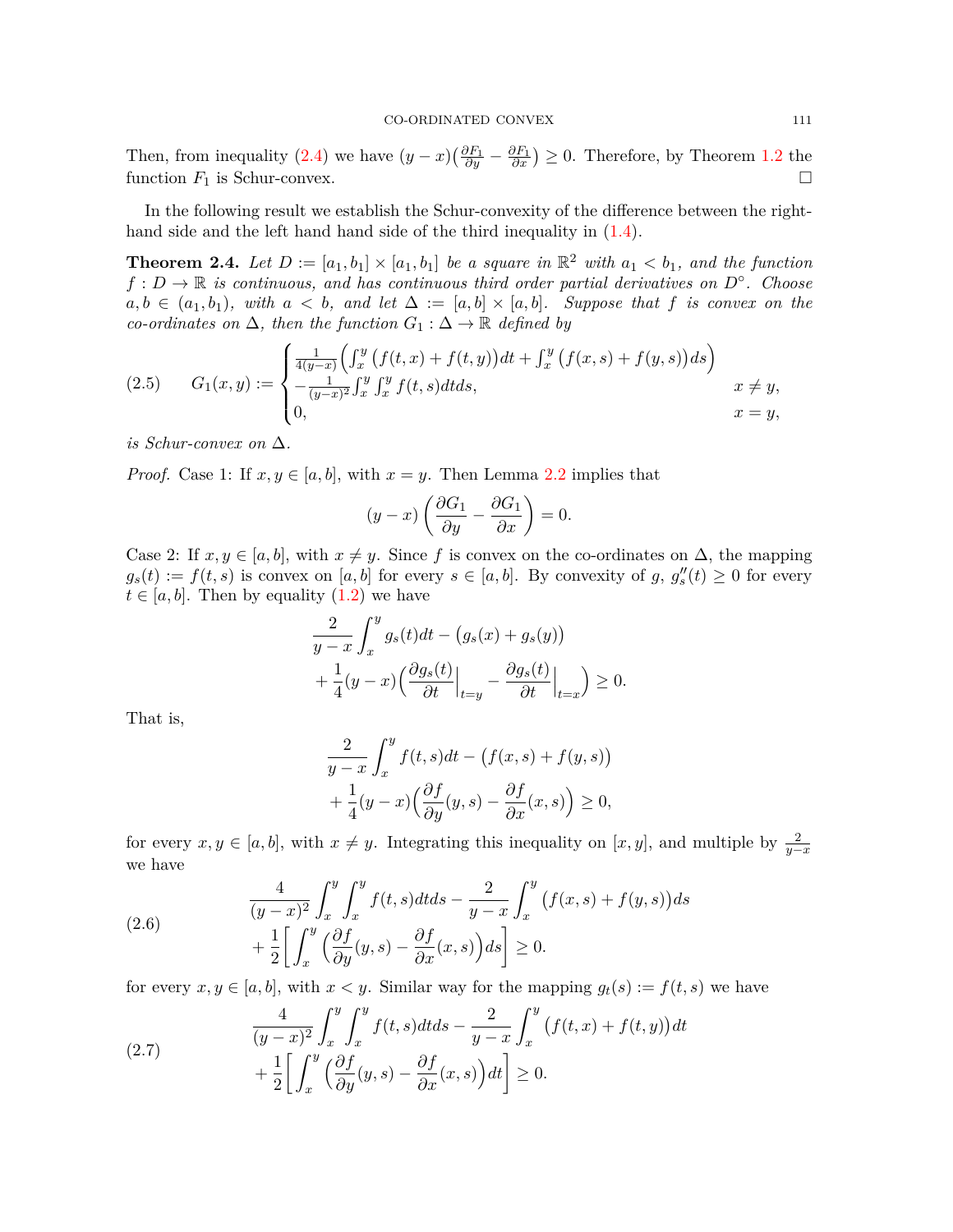Then, from inequality (2.4) we have $(y-x)\big(\frac{\partial F_1}{\partial y} - \frac{\partial F_1}{\partial x}\big) \geq 0$. Therefore, by Theorem 1.2 the function $F_1$ is Schur-convex. $\square$

In the following result we establish the Schur-convexity of the difference between the right-hand side and the left hand hand side of the third inequality in (1.4).

**Theorem 2.4.** *Let $D := [a_1, b_1] \times [a_1, b_1]$ be a square in $\mathbb{R}^2$ with $a_1 < b_1$, and the function $f : D \to \mathbb{R}$ is continuous, and has continuous third order partial derivatives on $D^\circ$. Choose $a, b \in (a_1, b_1)$, with $a < b$, and let $\Delta := [a, b] \times [a, b]$. Suppose that $f$ is convex on the co-ordinates on $\Delta$, then the function $G_1 : \Delta \to \mathbb{R}$ defined by*

$$G_1(x,y) := \begin{cases} \frac{1}{4(y-x)}\Big(\int_x^y \big(f(t,x)+f(t,y)\big)dt + \int_x^y \big(f(x,s)+f(y,s)\big)ds\Big) \\ -\frac{1}{(y-x)^2}\int_x^y\int_x^y f(t,s)dtds, & x \neq y, \\ 0, & x = y, \end{cases} \tag{2.5}$$

*is Schur-convex on $\Delta$.*

*Proof.* Case 1: If $x, y \in [a, b]$, with $x = y$. Then Lemma 2.2 implies that

$$(y-x)\left(\frac{\partial G_1}{\partial y} - \frac{\partial G_1}{\partial x}\right) = 0.$$

Case 2: If $x, y \in [a, b]$, with $x \neq y$. Since $f$ is convex on the co-ordinates on $\Delta$, the mapping $g_s(t) := f(t, s)$ is convex on $[a, b]$ for every $s \in [a, b]$. By convexity of $g$, $g_s''(t) \geq 0$ for every $t \in [a, b]$. Then by equality (1.2) we have

$$\begin{aligned} &\frac{2}{y-x}\int_x^y g_s(t)dt - \big(g_s(x) + g_s(y)\big) \\ &+ \frac{1}{4}(y-x)\Big(\frac{\partial g_s(t)}{\partial t}\Big|_{t=y} - \frac{\partial g_s(t)}{\partial t}\Big|_{t=x}\Big) \geq 0. \end{aligned}$$

That is,

$$\begin{aligned} &\frac{2}{y-x}\int_x^y f(t,s)dt - \big(f(x,s) + f(y,s)\big) \\ &+ \frac{1}{4}(y-x)\Big(\frac{\partial f}{\partial y}(y,s) - \frac{\partial f}{\partial x}(x,s)\Big) \geq 0, \end{aligned}$$

for every $x, y \in [a, b]$, with $x \neq y$. Integrating this inequality on $[x, y]$, and multiple by $\frac{2}{y-x}$ we have

$$\begin{aligned} &\frac{4}{(y-x)^2}\int_x^y\int_x^y f(t,s)dtds - \frac{2}{y-x}\int_x^y \big(f(x,s)+f(y,s)\big)ds \\ &+ \frac{1}{2}\Big[\int_x^y \Big(\frac{\partial f}{\partial y}(y,s) - \frac{\partial f}{\partial x}(x,s)\Big)ds\Big] \geq 0. \end{aligned} \tag{2.6}$$

for every $x, y \in [a, b]$, with $x < y$. Similar way for the mapping $g_t(s) := f(t, s)$ we have

$$\begin{aligned} &\frac{4}{(y-x)^2}\int_x^y\int_x^y f(t,s)dtds - \frac{2}{y-x}\int_x^y \big(f(t,x)+f(t,y)\big)dt \\ &+ \frac{1}{2}\Big[\int_x^y \Big(\frac{\partial f}{\partial y}(y,s) - \frac{\partial f}{\partial x}(x,s)\Big)dt\Big] \geq 0. \end{aligned} \tag{2.7}$$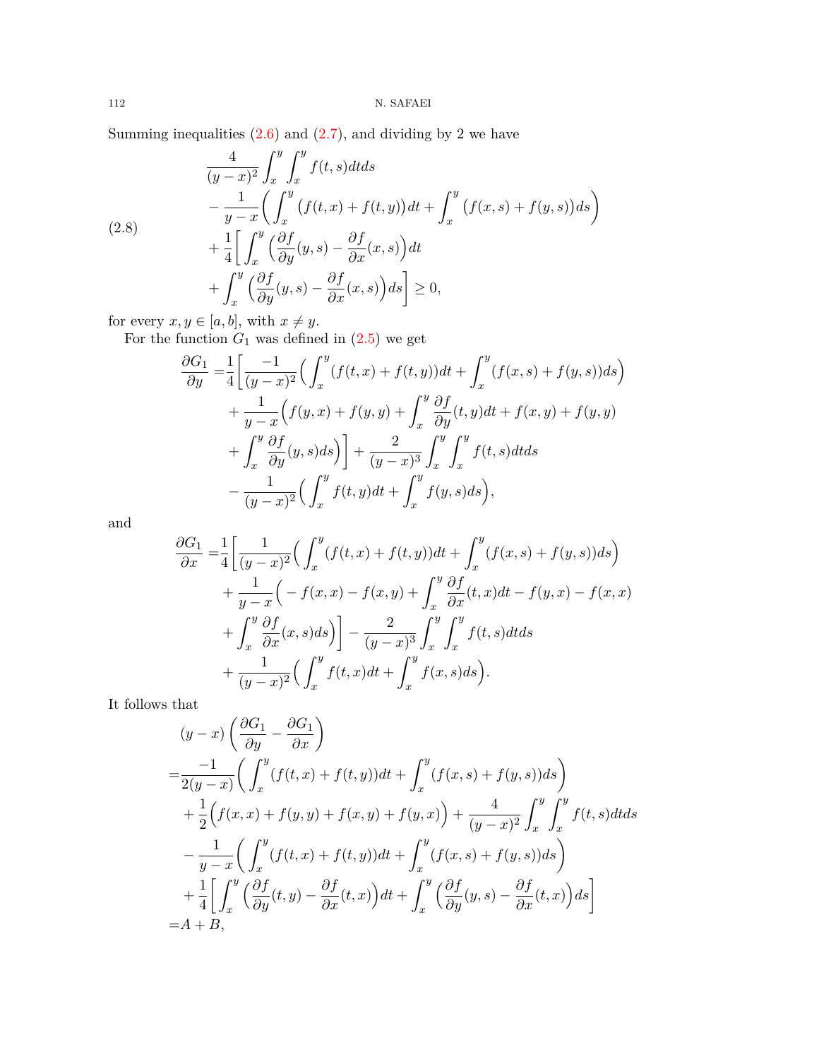Summing inequalities (2.6) and (2.7), and dividing by 2 we have

$$
\begin{aligned}
&\frac{4}{(y-x)^2}\int_x^y\int_x^y f(t,s)dtds \\
&-\frac{1}{y-x}\Big(\int_x^y \big(f(t,x)+f(t,y)\big)dt+\int_x^y \big(f(x,s)+f(y,s)\big)ds\Big) \\
&+\frac{1}{4}\Big[\int_x^y \Big(\frac{\partial f}{\partial y}(y,s)-\frac{\partial f}{\partial x}(x,s)\Big)dt \\
&+\int_x^y \Big(\frac{\partial f}{\partial y}(y,s)-\frac{\partial f}{\partial x}(x,s)\Big)ds\Big]\geq 0,
\end{aligned}
\tag{2.8}
$$

for every $x,y\in[a,b]$, with $x\neq y$.

For the function $G_1$ was defined in (2.5) we get

$$
\begin{aligned}
\frac{\partial G_1}{\partial y}=&\frac{1}{4}\Big[\frac{-1}{(y-x)^2}\Big(\int_x^y (f(t,x)+f(t,y))dt+\int_x^y (f(x,s)+f(y,s))ds\Big) \\
&+\frac{1}{y-x}\Big(f(y,x)+f(y,y)+\int_x^y \frac{\partial f}{\partial y}(t,y)dt+f(x,y)+f(y,y) \\
&+\int_x^y \frac{\partial f}{\partial y}(y,s)ds\Big)\Big]+\frac{2}{(y-x)^3}\int_x^y\int_x^y f(t,s)dtds \\
&-\frac{1}{(y-x)^2}\Big(\int_x^y f(t,y)dt+\int_x^y f(y,s)ds\Big),
\end{aligned}
$$

and

$$
\begin{aligned}
\frac{\partial G_1}{\partial x}=&\frac{1}{4}\Big[\frac{1}{(y-x)^2}\Big(\int_x^y (f(t,x)+f(t,y))dt+\int_x^y (f(x,s)+f(y,s))ds\Big) \\
&+\frac{1}{y-x}\Big(-f(x,x)-f(x,y)+\int_x^y \frac{\partial f}{\partial x}(t,x)dt-f(y,x)-f(x,x) \\
&+\int_x^y \frac{\partial f}{\partial x}(x,s)ds\Big)\Big]-\frac{2}{(y-x)^3}\int_x^y\int_x^y f(t,s)dtds \\
&+\frac{1}{(y-x)^2}\Big(\int_x^y f(t,x)dt+\int_x^y f(x,s)ds\Big).
\end{aligned}
$$

It follows that

$$
\begin{aligned}
&(y-x)\left(\frac{\partial G_1}{\partial y}-\frac{\partial G_1}{\partial x}\right) \\
=&\frac{-1}{2(y-x)}\Big(\int_x^y (f(t,x)+f(t,y))dt+\int_x^y (f(x,s)+f(y,s))ds\Big) \\
&+\frac{1}{2}\Big(f(x,x)+f(y,y)+f(x,y)+f(y,x)\Big)+\frac{4}{(y-x)^2}\int_x^y\int_x^y f(t,s)dtds \\
&-\frac{1}{y-x}\Big(\int_x^y (f(t,x)+f(t,y))dt+\int_x^y (f(x,s)+f(y,s))ds\Big) \\
&+\frac{1}{4}\Big[\int_x^y \Big(\frac{\partial f}{\partial y}(t,y)-\frac{\partial f}{\partial x}(t,x)\Big)dt+\int_x^y \Big(\frac{\partial f}{\partial y}(y,s)-\frac{\partial f}{\partial x}(t,x)\Big)ds\Big] \\
=&A+B,
\end{aligned}
$$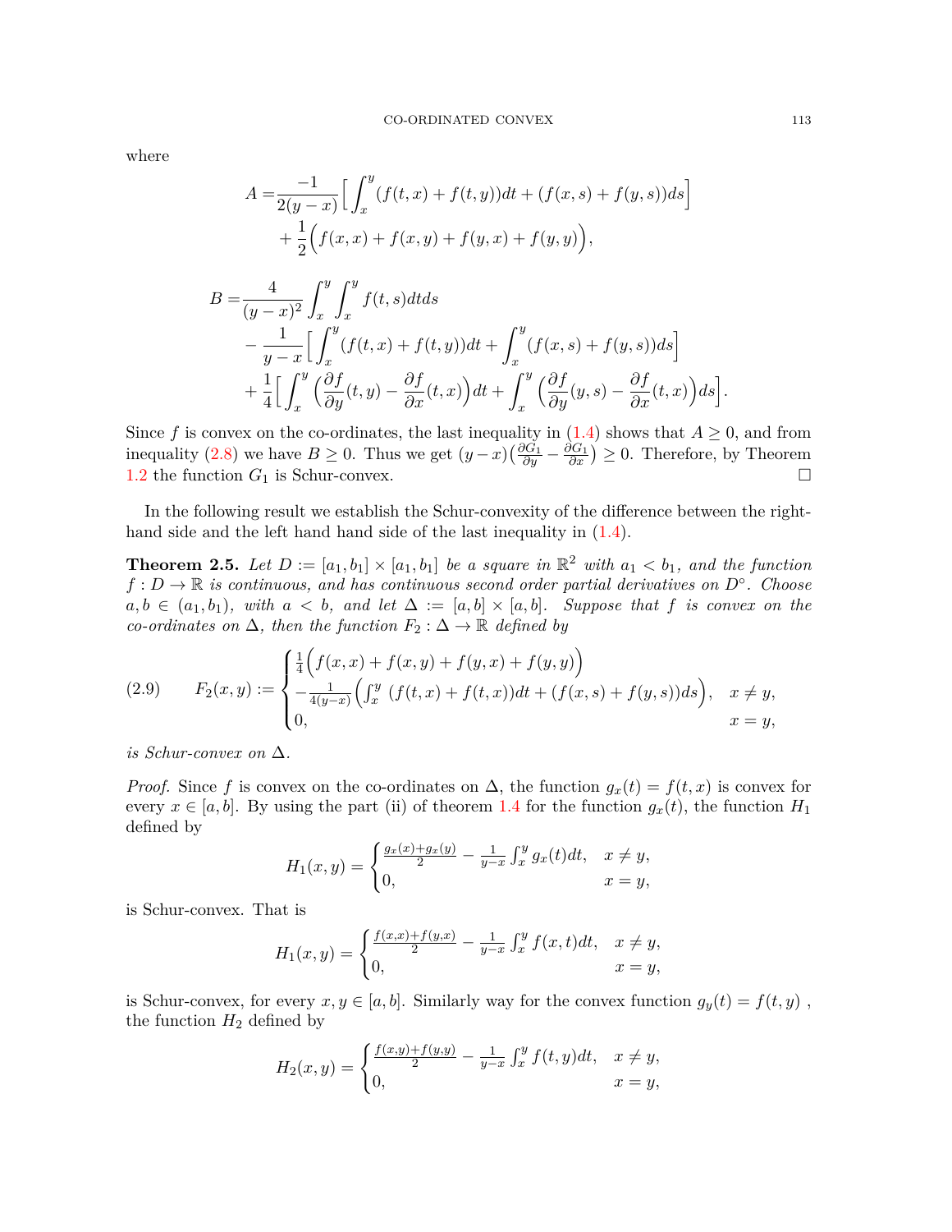where

$$A = \frac{-1}{2(y-x)}\Big[\int_x^y (f(t,x)+f(t,y))dt + (f(x,s)+f(y,s))ds\Big] + \frac{1}{2}\Big(f(x,x)+f(x,y)+f(y,x)+f(y,y)\Big),$$

$$\begin{aligned} B =& \frac{4}{(y-x)^2}\int_x^y\int_x^y f(t,s)dtds \\ &- \frac{1}{y-x}\Big[\int_x^y (f(t,x)+f(t,y))dt + \int_x^y (f(x,s)+f(y,s))ds\Big] \\ &+ \frac{1}{4}\Big[\int_x^y \Big(\frac{\partial f}{\partial y}(t,y) - \frac{\partial f}{\partial x}(t,x)\Big)dt \times \int_x^y \Big(\frac{\partial f}{\partial y}(y,s) - \frac{\partial f}{\partial x}(t,x)\Big)ds\Big]. \end{aligned}$$

Since $f$ is convex on the co-ordinates, the last inequality in (1.4) shows that $A \geq 0$, and from inequality (2.8) we have $B \geq 0$. Thus we get $(y-x)\big(\frac{\partial G_1}{\partial y} - \frac{\partial G_1}{\partial x}\big) \geq 0$. Therefore, by Theorem 1.2 the function $G_1$ is Schur-convex. □

In the following result we establish the Schur-convexity of the difference between the right-hand side and the left hand hand side of the last inequality in (1.4).

**Theorem 2.5.** *Let $D := [a_1, b_1] \times [a_1, b_1]$ be a square in $\mathbb{R}^2$ with $a_1 < b_1$, and the function $f : D \to \mathbb{R}$ is continuous, and has continuous second order partial derivatives on $D^\circ$. Choose $a, b \in (a_1, b_1)$, with $a < b$, and let $\Delta := [a, b] \times [a, b]$. Suppose that $f$ is convex on the co-ordinates on $\Delta$, then the function $F_2 : \Delta \to \mathbb{R}$ defined by*

$$F_2(x,y) := \begin{cases} \frac{1}{4}\Big(f(x,x)+f(x,y)+f(y,x)+f(y,y)\Big) \\ -\frac{1}{4(y-x)}\Big(\int_x^y\, (f(t,x)+f(t,x))dt + (f(x,s)+f(y,s))ds\Big), & x \neq y, \\ 0, & x = y, \end{cases} \tag{2.9}$$

*is Schur-convex on $\Delta$.*

*Proof.* Since $f$ is convex on the co-ordinates on $\Delta$, the function $g_x(t) = f(t,x)$ is convex for every $x \in [a,b]$. By using the part (ii) of theorem 1.4 for the function $g_x(t)$, the function $H_1$ defined by

$$H_1(x,y) = \begin{cases} \frac{g_x(x)+g_x(y)}{2} - \frac{1}{y-x}\int_x^y g_x(t)dt, & x \neq y, \\ 0, & x = y, \end{cases}$$

is Schur-convex. That is

$$H_1(x,y) = \begin{cases} \frac{f(x,x)+f(y,x)}{2} - \frac{1}{y-x}\int_x^y f(x,t)dt, & x \neq y, \\ 0, & x = y, \end{cases}$$

is Schur-convex, for every $x, y \in [a,b]$. Similarly way for the convex function $g_y(t) = f(t,y)$, the function $H_2$ defined by

$$H_2(x,y) = \begin{cases} \frac{f(x,y)+f(y,y)}{2} - \frac{1}{y-x}\int_x^y f(t,y)dt, & x \neq y, \\ 0, & x = y, \end{cases}$$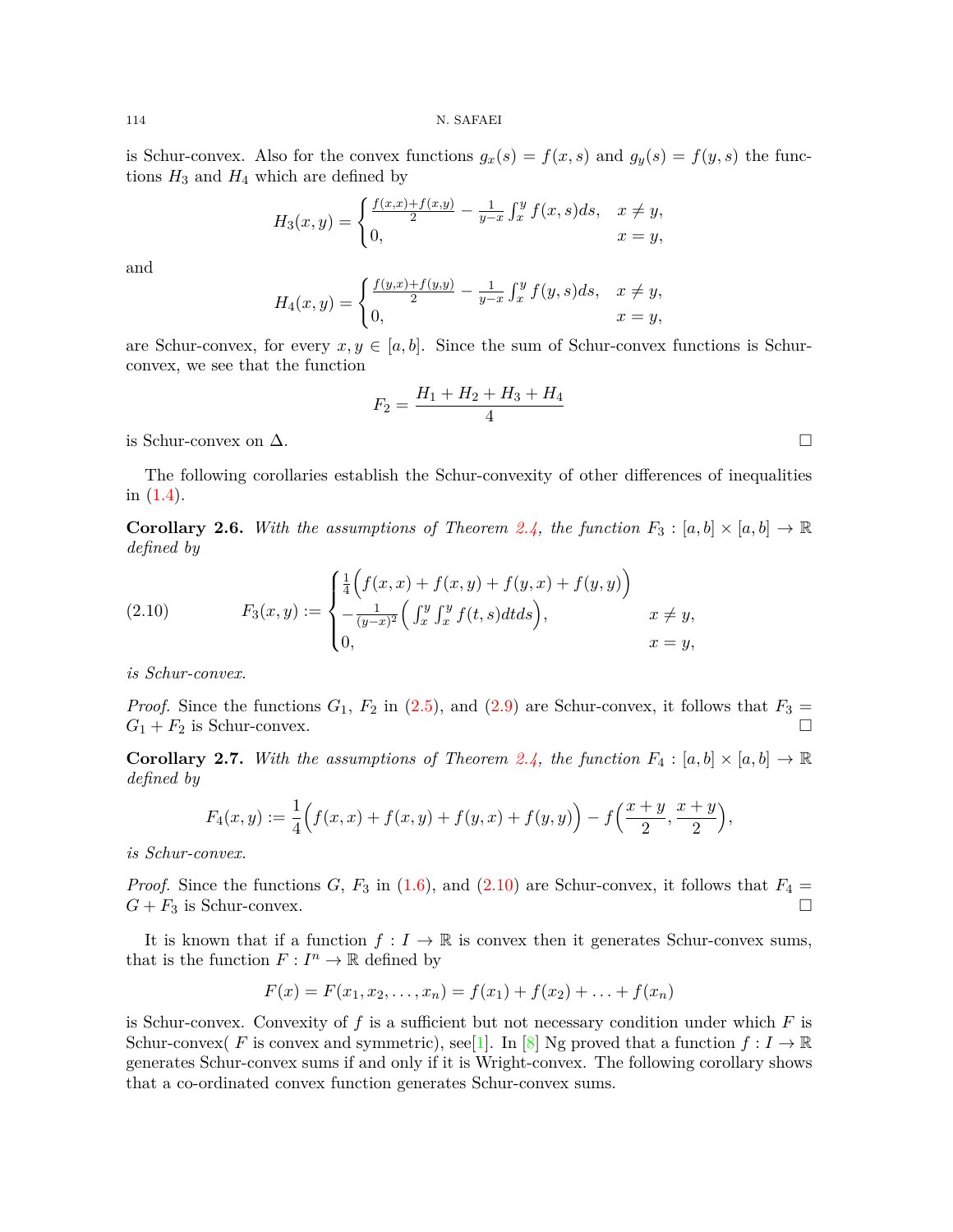is Schur-convex. Also for the convex functions $g_x(s) = f(x,s)$ and $g_y(s) = f(y,s)$ the functions $H_3$ and $H_4$ which are defined by

$$H_3(x,y) = \begin{cases} \frac{f(x,x)+f(x,y)}{2} - \frac{1}{y-x}\int_x^y f(x,s)ds, & x \neq y, \\ 0, & x = y, \end{cases}$$

and

$$H_4(x,y) = \begin{cases} \frac{f(y,x)+f(y,y)}{2} - \frac{1}{y-x}\int_x^y f(y,s)ds, & x \neq y, \\ 0, & x = y, \end{cases}$$

are Schur-convex, for every $x, y \in [a,b]$. Since the sum of Schur-convex functions is Schur-convex, we see that the function

$$F_2 = \frac{H_1 + H_2 + H_3 + H_4}{4}$$

is Schur-convex on $\Delta$. □

The following corollaries establish the Schur-convexity of other differences of inequalities in (1.4).

**Corollary 2.6.** *With the assumptions of Theorem 2.4, the function $F_3 : [a,b] \times [a,b] \to \mathbb{R}$ defined by*

$$F_3(x,y) := \begin{cases} \frac{1}{4}\Big(f(x,x) + f(x,y) + f(y,x) + f(y,y)\Big) \\ -\frac{1}{(y-x)^2}\Big(\int_x^y \int_x^y f(t,s)dtds\Big), & x \neq y, \\ 0, & x = y, \end{cases} \tag{2.10}$$

*is Schur-convex.*

*Proof.* Since the functions $G_1$, $F_2$ in (2.5), and (2.9) are Schur-convex, it follows that $F_3 = G_1 + F_2$ is Schur-convex. □

**Corollary 2.7.** *With the assumptions of Theorem 2.4, the function $F_4 : [a,b] \times [a,b] \to \mathbb{R}$ defined by*

$$F_4(x,y) := \frac{1}{4}\Big(f(x,x) + f(x,y) + f(y,x) + f(y,y)\Big) - f\Big(\frac{x+y}{2}, \frac{x+y}{2}\Big),$$

*is Schur-convex.*

*Proof.* Since the functions $G$, $F_3$ in (1.6), and (2.10) are Schur-convex, it follows that $F_4 = G + F_3$ is Schur-convex. □

It is known that if a function $f : I \to \mathbb{R}$ is convex then it generates Schur-convex sums, that is the function $F : I^n \to \mathbb{R}$ defined by

$$F(x) = F(x_1, x_2, \ldots, x_n) = f(x_1) + f(x_2) + \ldots + f(x_n)$$

is Schur-convex. Convexity of $f$ is a sufficient but not necessary condition under which $F$ is Schur-convex( $F$ is convex and symmetric), see[1]. In [8] Ng proved that a function $f : I \to \mathbb{R}$ generates Schur-convex sums if and only if it is Wright-convex. The following corollary shows that a co-ordinated convex function generates Schur-convex sums.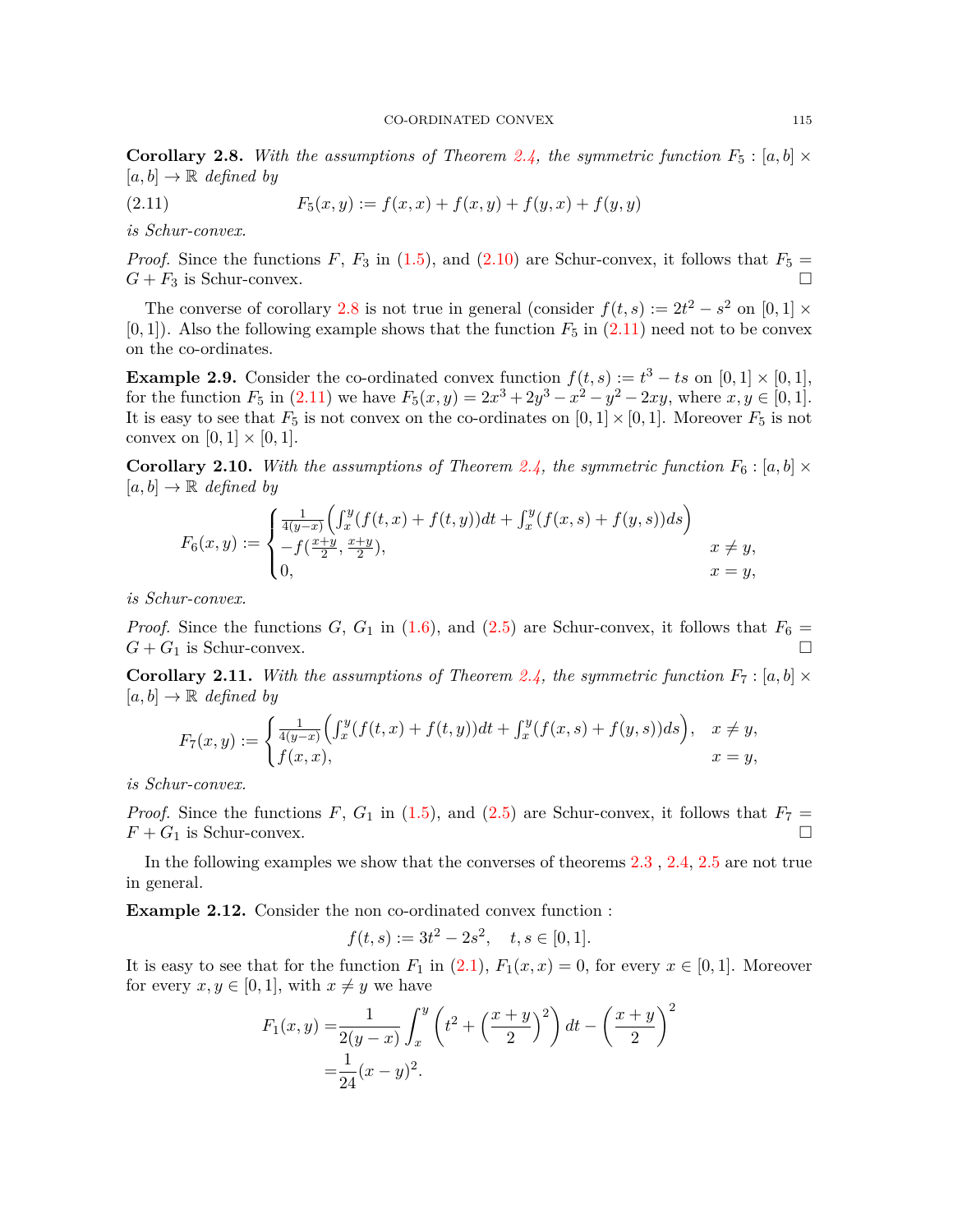**Corollary 2.8.** *With the assumptions of Theorem 2.4, the symmetric function $F_5 : [a,b] \times [a,b] \to \mathbb{R}$ defined by*

$$F_5(x,y) := f(x,x) + f(x,y) + f(y,x) + f(y,y) \tag{2.11}$$

*is Schur-convex.*

*Proof.* Since the functions $F$, $F_3$ in (1.5), and (2.10) are Schur-convex, it follows that $F_5 = G + F_3$ is Schur-convex. $\square$

The converse of corollary 2.8 is not true in general (consider $f(t,s) := 2t^2 - s^2$ on $[0,1] \times [0,1]$). Also the following example shows that the function $F_5$ in (2.11) need not to be convex on the co-ordinates.

**Example 2.9.** Consider the co-ordinated convex function $f(t,s) := t^3 - ts$ on $[0,1] \times [0,1]$, for the function $F_5$ in (2.11) we have $F_5(x,y) = 2x^3 + 2y^3 - x^2 - y^2 - 2xy$, where $x, y \in [0,1]$. It is easy to see that $F_5$ is not convex on the co-ordinates on $[0,1] \times [0,1]$. Moreover $F_5$ is not convex on $[0,1] \times [0,1]$.

**Corollary 2.10.** *With the assumptions of Theorem 2.4, the symmetric function $F_6 : [a,b] \times [a,b] \to \mathbb{R}$ defined by*

$$F_6(x,y) := \begin{cases} \frac{1}{4(y-x)} \Big( \int_x^y (f(t,x) + f(t,y))dt + \int_x^y (f(x,s) + f(y,s))ds \Big) \\ -f(\frac{x+y}{2}, \frac{x+y}{2}), & x \neq y, \\ 0, & x = y, \end{cases}$$

*is Schur-convex.*

*Proof.* Since the functions $G$, $G_1$ in (1.6), and (2.5) are Schur-convex, it follows that $F_6 = G + G_1$ is Schur-convex. $\square$

**Corollary 2.11.** *With the assumptions of Theorem 2.4, the symmetric function $F_7 : [a,b] \times [a,b] \to \mathbb{R}$ defined by*

$$F_7(x,y) := \begin{cases} \frac{1}{4(y-x)} \Big( \int_x^y (f(t,x) + f(t,y))dt + \int_x^y (f(x,s) + f(y,s))ds \Big), & x \neq y, \\ f(x,x), & x = y, \end{cases}$$

*is Schur-convex.*

*Proof.* Since the functions $F$, $G_1$ in (1.5), and (2.5) are Schur-convex, it follows that $F_7 = F + G_1$ is Schur-convex. $\square$

In the following examples we show that the converses of theorems 2.3 , 2.4, 2.5 are not true in general.

**Example 2.12.** Consider the non co-ordinated convex function :

$$f(t,s) := 3t^2 - 2s^2, \quad t, s \in [0,1].$$

It is easy to see that for the function $F_1$ in (2.1), $F_1(x,x) = 0$, for every $x \in [0,1]$. Moreover for every $x, y \in [0,1]$, with $x \neq y$ we have

$$\begin{aligned} F_1(x,y) =& \frac{1}{2(y-x)} \int_x^y \left( t^2 + \left( \frac{x+y}{2} \right)^2 \right) dt - \left( \frac{x+y}{2} \right)^2 \\ =& \frac{1}{24}(x-y)^2. \end{aligned}$$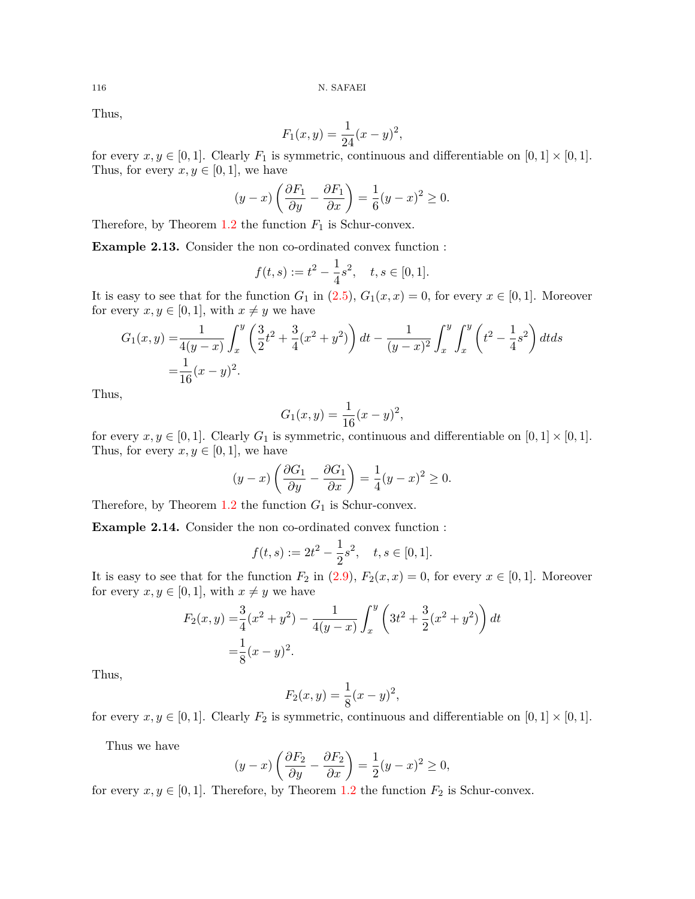Thus,

$$F_1(x,y) = \frac{1}{24}(x-y)^2,$$

for every $x, y \in [0,1]$. Clearly $F_1$ is symmetric, continuous and differentiable on $[0,1]\times[0,1]$. Thus, for every $x, y \in [0,1]$, we have

$$(y-x)\left(\frac{\partial F_1}{\partial y} - \frac{\partial F_1}{\partial x}\right) = \frac{1}{6}(y-x)^2 \geq 0.$$

Therefore, by Theorem 1.2 the function $F_1$ is Schur-convex.

**Example 2.13.** Consider the non co-ordinated convex function :

$$f(t,s) := t^2 - \frac{1}{4}s^2, \quad t, s \in [0,1].$$

It is easy to see that for the function $G_1$ in (2.5), $G_1(x,x) = 0$, for every $x \in [0,1]$. Moreover for every $x, y \in [0,1]$, with $x \neq y$ we have

$$\begin{aligned}
G_1(x,y) =& \frac{1}{4(y-x)}\int_x^y \left(\frac{3}{2}t^2 + \frac{3}{4}(x^2+y^2)\right) dt - \frac{1}{(y-x)^2}\int_x^y\int_x^y \left(t^2 - \frac{1}{4}s^2\right) dtds \\
=& \frac{1}{16}(x-y)^2.
\end{aligned}$$

Thus,

$$G_1(x,y) = \frac{1}{16}(x-y)^2,$$

for every $x, y \in [0,1]$. Clearly $G_1$ is symmetric, continuous and differentiable on $[0,1]\times[0,1]$. Thus, for every $x, y \in [0,1]$, we have

$$(y-x)\left(\frac{\partial G_1}{\partial y} - \frac{\partial G_1}{\partial x}\right) = \frac{1}{4}(y-x)^2 \geq 0.$$

Therefore, by Theorem 1.2 the function $G_1$ is Schur-convex.

**Example 2.14.** Consider the non co-ordinated convex function :

$$f(t,s) := 2t^2 - \frac{1}{2}s^2, \quad t, s \in [0,1].$$

It is easy to see that for the function $F_2$ in (2.9), $F_2(x,x) = 0$, for every $x \in [0,1]$. Moreover for every $x, y \in [0,1]$, with $x \neq y$ we have

$$\begin{aligned}
F_2(x,y) =& \frac{3}{4}(x^2+y^2) - \frac{1}{4(y-x)}\int_x^y \left(3t^2 + \frac{3}{2}(x^2+y^2)\right) dt \\
=& \frac{1}{8}(x-y)^2.
\end{aligned}$$

Thus,

$$F_2(x,y) = \frac{1}{8}(x-y)^2,$$

for every $x, y \in [0,1]$. Clearly $F_2$ is symmetric, continuous and differentiable on $[0,1]\times[0,1]$.

Thus we have

$$(y-x)\left(\frac{\partial F_2}{\partial y} - \frac{\partial F_2}{\partial x}\right) = \frac{1}{2}(y-x)^2 \geq 0,$$

for every $x, y \in [0,1]$. Therefore, by Theorem 1.2 the function $F_2$ is Schur-convex.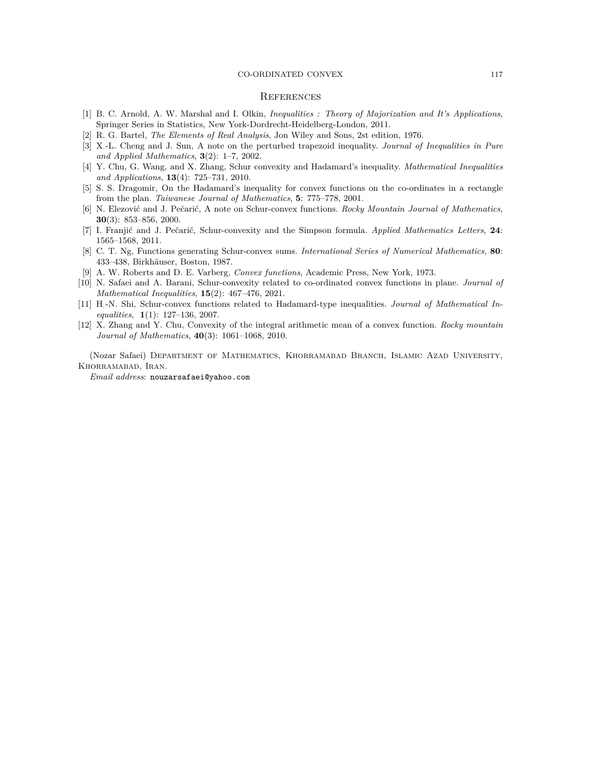## References

[1] B. C. Arnold, A. W. Marshal and I. Olkin, *Inequalities : Theory of Majorization and It's Applications*, Springer Series in Statistics, New York-Dordrecht-Heidelberg-London, 2011.

[2] R. G. Bartel, *The Elements of Real Analysis*, Jon Wiley and Sons, 2st edition, 1976.

[3] X.-L. Cheng and J. Sun, A note on the perturbed trapezoid inequality. *Journal of Inequalities in Pure and Applied Mathematics*, **3**(2): 1–7, 2002.

[4] Y. Chu, G. Wang, and X. Zhang, Schur convexity and Hadamard's inequality. *Mathematical Inequalities and Applications*, **13**(4): 725–731, 2010.

[5] S. S. Dragomir, On the Hadamard's inequality for convex functions on the co-ordinates in a rectangle from the plan. *Taiwanese Journal of Mathematics*, **5**: 775–778, 2001.

[6] N. Elezović and J. Pečarić, A note on Schur-convex functions. *Rocky Mountain Journal of Mathematics*, **30**(3): 853–856, 2000.

[7] I. Franjić and J. Pečarić, Schur-convexity and the Simpson formula. *Applied Mathematics Letters*, **24**: 1565–1568, 2011.

[8] C. T. Ng, Functions generating Schur-convex sums. *International Series of Numerical Mathematics*, **80**: 433–438, Birkhäuser, Boston, 1987.

[9] A. W. Roberts and D. E. Varberg, *Convex functions*, Academic Press, New York, 1973.

[10] N. Safaei and A. Barani, Schur-convexity related to co-ordinated convex functions in plane. *Journal of Mathematical Inequalities*, **15**(2): 467–476, 2021.

[11] H.-N. Shi, Schur-convex functions related to Hadamard-type inequalities. *Journal of Mathematical Inequalities*, **1**(1): 127–136, 2007.

[12] X. Zhang and Y. Chu, Convexity of the integral arithmetic mean of a convex function. *Rocky mountain Journal of Mathematics*, **40**(3): 1061–1068, 2010.

(Nozar Safaei) Department of Mathematics, Khorramabad Branch, Islamic Azad University, Khorramabad, Iran.

*Email address*: nouzarsafaei@yahoo.com